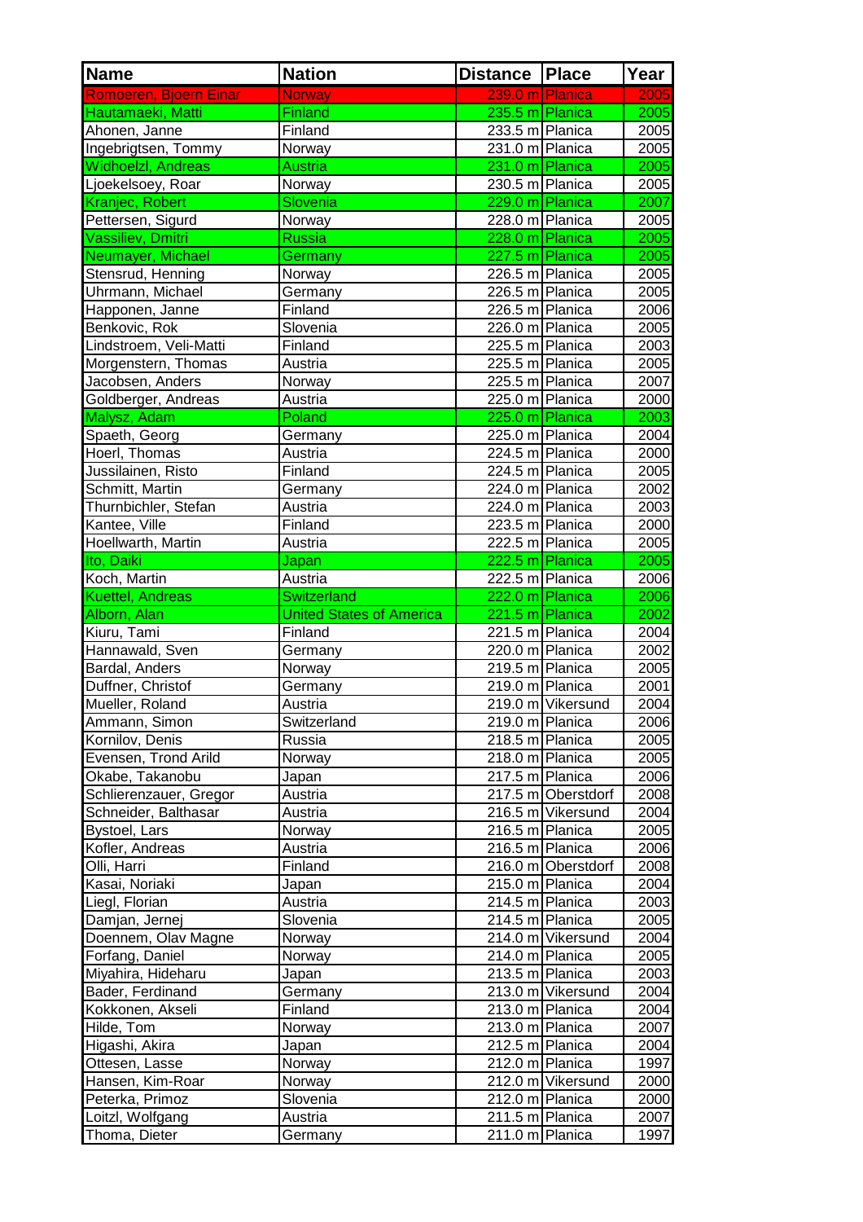| Name | Nation | Distance | Place | Year |
|---|---|---|---|---|
| Romoeren, Bjoern Einar | Norway | 239.0 m | Planica | 2005 |
| Hautamaeki, Matti | Finland | 235.5 m | Planica | 2005 |
| Ahonen, Janne | Finland | 233.5 m | Planica | 2005 |
| Ingebrigtsen, Tommy | Norway | 231.0 m | Planica | 2005 |
| Widhoelzl, Andreas | Austria | 231.0 m | Planica | 2005 |
| Ljoekelsoey, Roar | Norway | 230.5 m | Planica | 2005 |
| Kranjec, Robert | Slovenia | 229.0 m | Planica | 2007 |
| Pettersen, Sigurd | Norway | 228.0 m | Planica | 2005 |
| Vassiliev, Dmitri | Russia | 228.0 m | Planica | 2005 |
| Neumayer, Michael | Germany | 227.5 m | Planica | 2005 |
| Stensrud, Henning | Norway | 226.5 m | Planica | 2005 |
| Uhrmann, Michael | Germany | 226.5 m | Planica | 2005 |
| Happonen, Janne | Finland | 226.5 m | Planica | 2006 |
| Benkovic, Rok | Slovenia | 226.0 m | Planica | 2005 |
| Lindstroem, Veli-Matti | Finland | 225.5 m | Planica | 2003 |
| Morgenstern, Thomas | Austria | 225.5 m | Planica | 2005 |
| Jacobsen, Anders | Norway | 225.5 m | Planica | 2007 |
| Goldberger, Andreas | Austria | 225.0 m | Planica | 2000 |
| Malysz, Adam | Poland | 225.0 m | Planica | 2003 |
| Spaeth, Georg | Germany | 225.0 m | Planica | 2004 |
| Hoerl, Thomas | Austria | 224.5 m | Planica | 2000 |
| Jussilainen, Risto | Finland | 224.5 m | Planica | 2005 |
| Schmitt, Martin | Germany | 224.0 m | Planica | 2002 |
| Thurnbichler, Stefan | Austria | 224.0 m | Planica | 2003 |
| Kantee, Ville | Finland | 223.5 m | Planica | 2000 |
| Hoellwarth, Martin | Austria | 222.5 m | Planica | 2005 |
| Ito, Daiki | Japan | 222.5 m | Planica | 2005 |
| Koch, Martin | Austria | 222.5 m | Planica | 2006 |
| Kuettel, Andreas | Switzerland | 222.0 m | Planica | 2006 |
| Alborn, Alan | United States of America | 221.5 m | Planica | 2002 |
| Kiuru, Tami | Finland | 221.5 m | Planica | 2004 |
| Hannawald, Sven | Germany | 220.0 m | Planica | 2002 |
| Bardal, Anders | Norway | 219.5 m | Planica | 2005 |
| Duffner, Christof | Germany | 219.0 m | Planica | 2001 |
| Mueller, Roland | Austria | 219.0 m | Vikersund | 2004 |
| Ammann, Simon | Switzerland | 219.0 m | Planica | 2006 |
| Kornilov, Denis | Russia | 218.5 m | Planica | 2005 |
| Evensen, Trond Arild | Norway | 218.0 m | Planica | 2005 |
| Okabe, Takanobu | Japan | 217.5 m | Planica | 2006 |
| Schlierenzauer, Gregor | Austria | 217.5 m | Oberstdorf | 2008 |
| Schneider, Balthasar | Austria | 216.5 m | Vikersund | 2004 |
| Bystoel, Lars | Norway | 216.5 m | Planica | 2005 |
| Kofler, Andreas | Austria | 216.5 m | Planica | 2006 |
| Olli, Harri | Finland | 216.0 m | Oberstdorf | 2008 |
| Kasai, Noriaki | Japan | 215.0 m | Planica | 2004 |
| Liegl, Florian | Austria | 214.5 m | Planica | 2003 |
| Damjan, Jernej | Slovenia | 214.5 m | Planica | 2005 |
| Doennem, Olav Magne | Norway | 214.0 m | Vikersund | 2004 |
| Forfang, Daniel | Norway | 214.0 m | Planica | 2005 |
| Miyahira, Hideharu | Japan | 213.5 m | Planica | 2003 |
| Bader, Ferdinand | Germany | 213.0 m | Vikersund | 2004 |
| Kokkonen, Akseli | Finland | 213.0 m | Planica | 2004 |
| Hilde, Tom | Norway | 213.0 m | Planica | 2007 |
| Higashi, Akira | Japan | 212.5 m | Planica | 2004 |
| Ottesen, Lasse | Norway | 212.0 m | Planica | 1997 |
| Hansen, Kim-Roar | Norway | 212.0 m | Vikersund | 2000 |
| Peterka, Primoz | Slovenia | 212.0 m | Planica | 2000 |
| Loitzl, Wolfgang | Austria | 211.5 m | Planica | 2007 |
| Thoma, Dieter | Germany | 211.0 m | Planica | 1997 |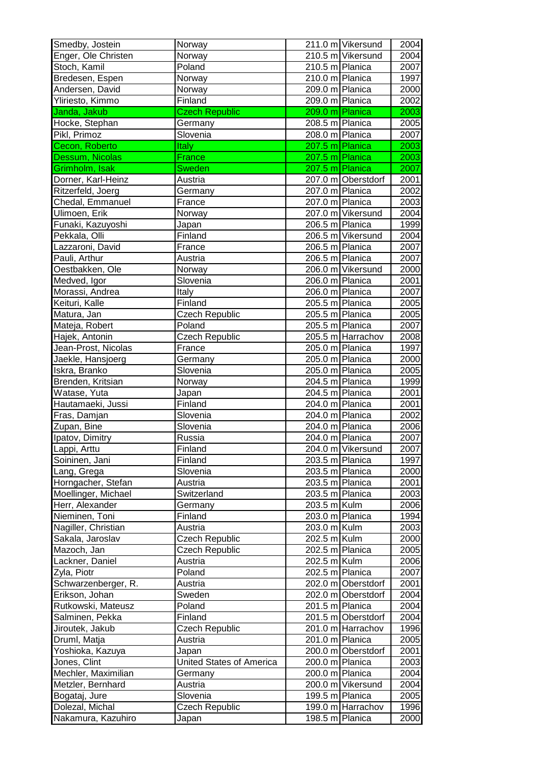| | | | | |
|---|---|---|---|---|
| Smedby, Jostein | Norway | 211.0 m | Vikersund | 2004 |
| Enger, Ole Christen | Norway | 210.5 m | Vikersund | 2004 |
| Stoch, Kamil | Poland | 210.5 m | Planica | 2007 |
| Bredesen, Espen | Norway | 210.0 m | Planica | 1997 |
| Andersen, David | Norway | 209.0 m | Planica | 2000 |
| Yliriesto, Kimmo | Finland | 209.0 m | Planica | 2002 |
| Janda, Jakub | Czech Republic | 209.0 m | Planica | 2003 |
| Hocke, Stephan | Germany | 208.5 m | Planica | 2005 |
| Pikl, Primoz | Slovenia | 208.0 m | Planica | 2007 |
| Cecon, Roberto | Italy | 207.5 m | Planica | 2003 |
| Dessum, Nicolas | France | 207.5 m | Planica | 2003 |
| Grimholm, Isak | Sweden | 207.5 m | Planica | 2007 |
| Dorner, Karl-Heinz | Austria | 207.0 m | Oberstdorf | 2001 |
| Ritzerfeld, Joerg | Germany | 207.0 m | Planica | 2002 |
| Chedal, Emmanuel | France | 207.0 m | Planica | 2003 |
| Ulimoen, Erik | Norway | 207.0 m | Vikersund | 2004 |
| Funaki, Kazuyoshi | Japan | 206.5 m | Planica | 1999 |
| Pekkala, Olli | Finland | 206.5 m | Vikersund | 2004 |
| Lazzaroni, David | France | 206.5 m | Planica | 2007 |
| Pauli, Arthur | Austria | 206.5 m | Planica | 2007 |
| Oestbakken, Ole | Norway | 206.0 m | Vikersund | 2000 |
| Medved, Igor | Slovenia | 206.0 m | Planica | 2001 |
| Morassi, Andrea | Italy | 206.0 m | Planica | 2007 |
| Keituri, Kalle | Finland | 205.5 m | Planica | 2005 |
| Matura, Jan | Czech Republic | 205.5 m | Planica | 2005 |
| Mateja, Robert | Poland | 205.5 m | Planica | 2007 |
| Hajek, Antonin | Czech Republic | 205.5 m | Harrachov | 2008 |
| Jean-Prost, Nicolas | France | 205.0 m | Planica | 1997 |
| Jaekle, Hansjoerg | Germany | 205.0 m | Planica | 2000 |
| Iskra, Branko | Slovenia | 205.0 m | Planica | 2005 |
| Brenden, Kritsian | Norway | 204.5 m | Planica | 1999 |
| Watase, Yuta | Japan | 204.5 m | Planica | 2001 |
| Hautamaeki, Jussi | Finland | 204.0 m | Planica | 2001 |
| Fras, Damjan | Slovenia | 204.0 m | Planica | 2002 |
| Zupan, Bine | Slovenia | 204.0 m | Planica | 2006 |
| Ipatov, Dimitry | Russia | 204.0 m | Planica | 2007 |
| Lappi, Arttu | Finland | 204.0 m | Vikersund | 2007 |
| Soininen, Jani | Finland | 203.5 m | Planica | 1997 |
| Lang, Grega | Slovenia | 203.5 m | Planica | 2000 |
| Horngacher, Stefan | Austria | 203.5 m | Planica | 2001 |
| Moellinger, Michael | Switzerland | 203.5 m | Planica | 2003 |
| Herr, Alexander | Germany | 203.5 m | Kulm | 2006 |
| Nieminen, Toni | Finland | 203.0 m | Planica | 1994 |
| Nagiller, Christian | Austria | 203.0 m | Kulm | 2003 |
| Sakala, Jaroslav | Czech Republic | 202.5 m | Kulm | 2000 |
| Mazoch, Jan | Czech Republic | 202.5 m | Planica | 2005 |
| Lackner, Daniel | Austria | 202.5 m | Kulm | 2006 |
| Zyla, Piotr | Poland | 202.5 m | Planica | 2007 |
| Schwarzenberger, R. | Austria | 202.0 m | Oberstdorf | 2001 |
| Erikson, Johan | Sweden | 202.0 m | Oberstdorf | 2004 |
| Rutkowski, Mateusz | Poland | 201.5 m | Planica | 2004 |
| Salminen, Pekka | Finland | 201.5 m | Oberstdorf | 2004 |
| Jiroutek, Jakub | Czech Republic | 201.0 m | Harrachov | 1996 |
| Druml, Matja | Austria | 201.0 m | Planica | 2005 |
| Yoshioka, Kazuya | Japan | 200.0 m | Oberstdorf | 2001 |
| Jones, Clint | United States of America | 200.0 m | Planica | 2003 |
| Mechler, Maximilian | Germany | 200.0 m | Planica | 2004 |
| Metzler, Bernhard | Austria | 200.0 m | Vikersund | 2004 |
| Bogataj, Jure | Slovenia | 199.5 m | Planica | 2005 |
| Dolezal, Michal | Czech Republic | 199.0 m | Harrachov | 1996 |
| Nakamura, Kazuhiro | Japan | 198.5 m | Planica | 2000 |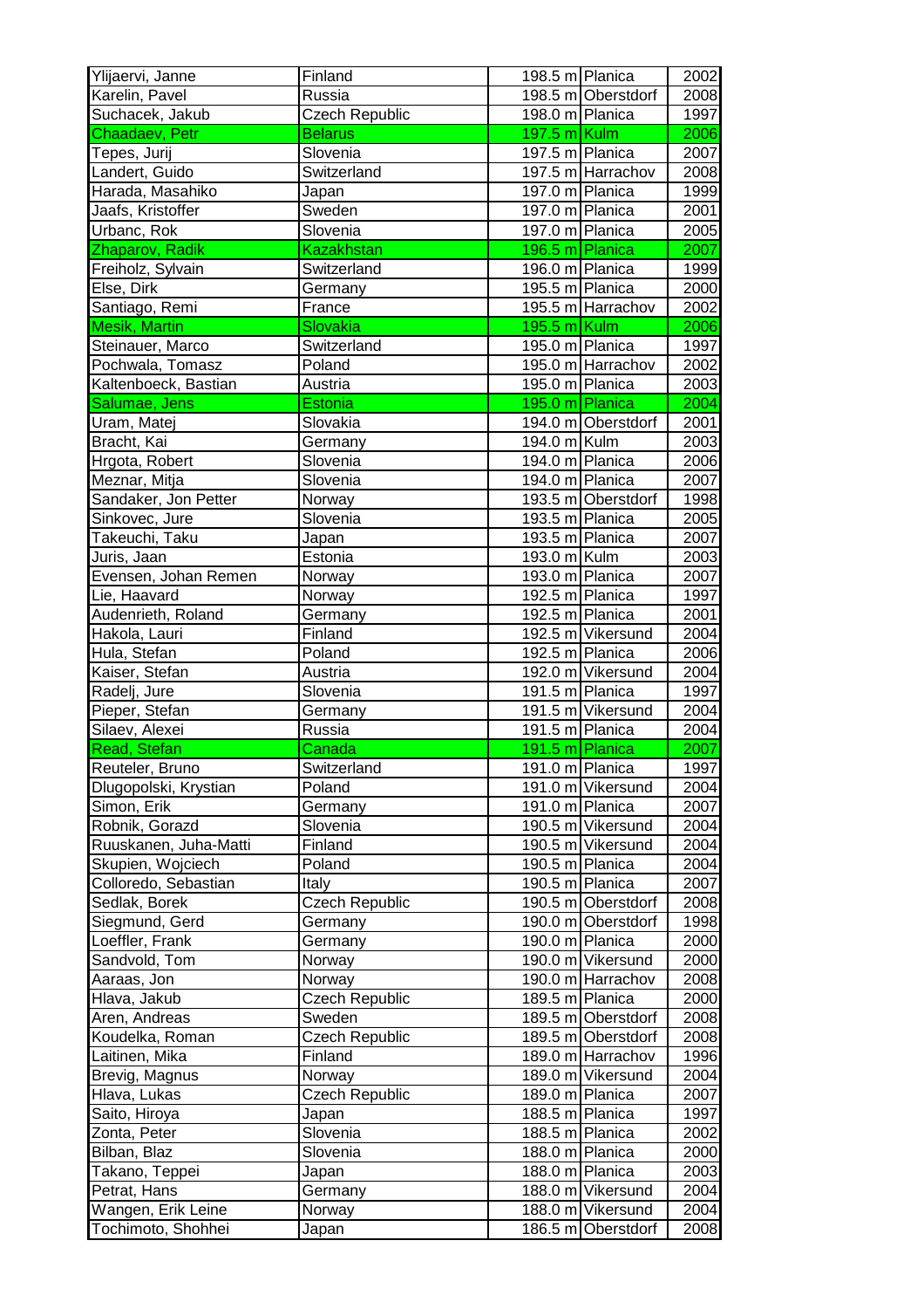| | | | | |
|---|---|---|---|---|
| Ylijaervi, Janne | Finland | 198.5 m | Planica | 2002 |
| Karelin, Pavel | Russia | 198.5 m | Oberstdorf | 2008 |
| Suchacek, Jakub | Czech Republic | 198.0 m | Planica | 1997 |
| Chaadaev, Petr | Belarus | 197.5 m | Kulm | 2006 |
| Tepes, Jurij | Slovenia | 197.5 m | Planica | 2007 |
| Landert, Guido | Switzerland | 197.5 m | Harrachov | 2008 |
| Harada, Masahiko | Japan | 197.0 m | Planica | 1999 |
| Jaafs, Kristoffer | Sweden | 197.0 m | Planica | 2001 |
| Urbanc, Rok | Slovenia | 197.0 m | Planica | 2005 |
| Zhaparov, Radik | Kazakhstan | 196.5 m | Planica | 2007 |
| Freiholz, Sylvain | Switzerland | 196.0 m | Planica | 1999 |
| Else, Dirk | Germany | 195.5 m | Planica | 2000 |
| Santiago, Remi | France | 195.5 m | Harrachov | 2002 |
| Mesik, Martin | Slovakia | 195.5 m | Kulm | 2006 |
| Steinauer, Marco | Switzerland | 195.0 m | Planica | 1997 |
| Pochwala, Tomasz | Poland | 195.0 m | Harrachov | 2002 |
| Kaltenboeck, Bastian | Austria | 195.0 m | Planica | 2003 |
| Salumae, Jens | Estonia | 195.0 m | Planica | 2004 |
| Uram, Matej | Slovakia | 194.0 m | Oberstdorf | 2001 |
| Bracht, Kai | Germany | 194.0 m | Kulm | 2003 |
| Hrgota, Robert | Slovenia | 194.0 m | Planica | 2006 |
| Meznar, Mitja | Slovenia | 194.0 m | Planica | 2007 |
| Sandaker, Jon Petter | Norway | 193.5 m | Oberstdorf | 1998 |
| Sinkovec, Jure | Slovenia | 193.5 m | Planica | 2005 |
| Takeuchi, Taku | Japan | 193.5 m | Planica | 2007 |
| Juris, Jaan | Estonia | 193.0 m | Kulm | 2003 |
| Evensen, Johan Remen | Norway | 193.0 m | Planica | 2007 |
| Lie, Haavard | Norway | 192.5 m | Planica | 1997 |
| Audenrieth, Roland | Germany | 192.5 m | Planica | 2001 |
| Hakola, Lauri | Finland | 192.5 m | Vikersund | 2004 |
| Hula, Stefan | Poland | 192.5 m | Planica | 2006 |
| Kaiser, Stefan | Austria | 192.0 m | Vikersund | 2004 |
| Radelj, Jure | Slovenia | 191.5 m | Planica | 1997 |
| Pieper, Stefan | Germany | 191.5 m | Vikersund | 2004 |
| Silaev, Alexei | Russia | 191.5 m | Planica | 2004 |
| Read, Stefan | Canada | 191.5 m | Planica | 2007 |
| Reuteler, Bruno | Switzerland | 191.0 m | Planica | 1997 |
| Dlugopolski, Krystian | Poland | 191.0 m | Vikersund | 2004 |
| Simon, Erik | Germany | 191.0 m | Planica | 2007 |
| Robnik, Gorazd | Slovenia | 190.5 m | Vikersund | 2004 |
| Ruuskanen, Juha-Matti | Finland | 190.5 m | Vikersund | 2004 |
| Skupien, Wojciech | Poland | 190.5 m | Planica | 2004 |
| Colloredo, Sebastian | Italy | 190.5 m | Planica | 2007 |
| Sedlak, Borek | Czech Republic | 190.5 m | Oberstdorf | 2008 |
| Siegmund, Gerd | Germany | 190.0 m | Oberstdorf | 1998 |
| Loeffler, Frank | Germany | 190.0 m | Planica | 2000 |
| Sandvold, Tom | Norway | 190.0 m | Vikersund | 2000 |
| Aaraas, Jon | Norway | 190.0 m | Harrachov | 2008 |
| Hlava, Jakub | Czech Republic | 189.5 m | Planica | 2000 |
| Aren, Andreas | Sweden | 189.5 m | Oberstdorf | 2008 |
| Koudelka, Roman | Czech Republic | 189.5 m | Oberstdorf | 2008 |
| Laitinen, Mika | Finland | 189.0 m | Harrachov | 1996 |
| Brevig, Magnus | Norway | 189.0 m | Vikersund | 2004 |
| Hlava, Lukas | Czech Republic | 189.0 m | Planica | 2007 |
| Saito, Hiroya | Japan | 188.5 m | Planica | 1997 |
| Zonta, Peter | Slovenia | 188.5 m | Planica | 2002 |
| Bilban, Blaz | Slovenia | 188.0 m | Planica | 2000 |
| Takano, Teppei | Japan | 188.0 m | Planica | 2003 |
| Petrat, Hans | Germany | 188.0 m | Vikersund | 2004 |
| Wangen, Erik Leine | Norway | 188.0 m | Vikersund | 2004 |
| Tochimoto, Shohhei | Japan | 186.5 m | Oberstdorf | 2008 |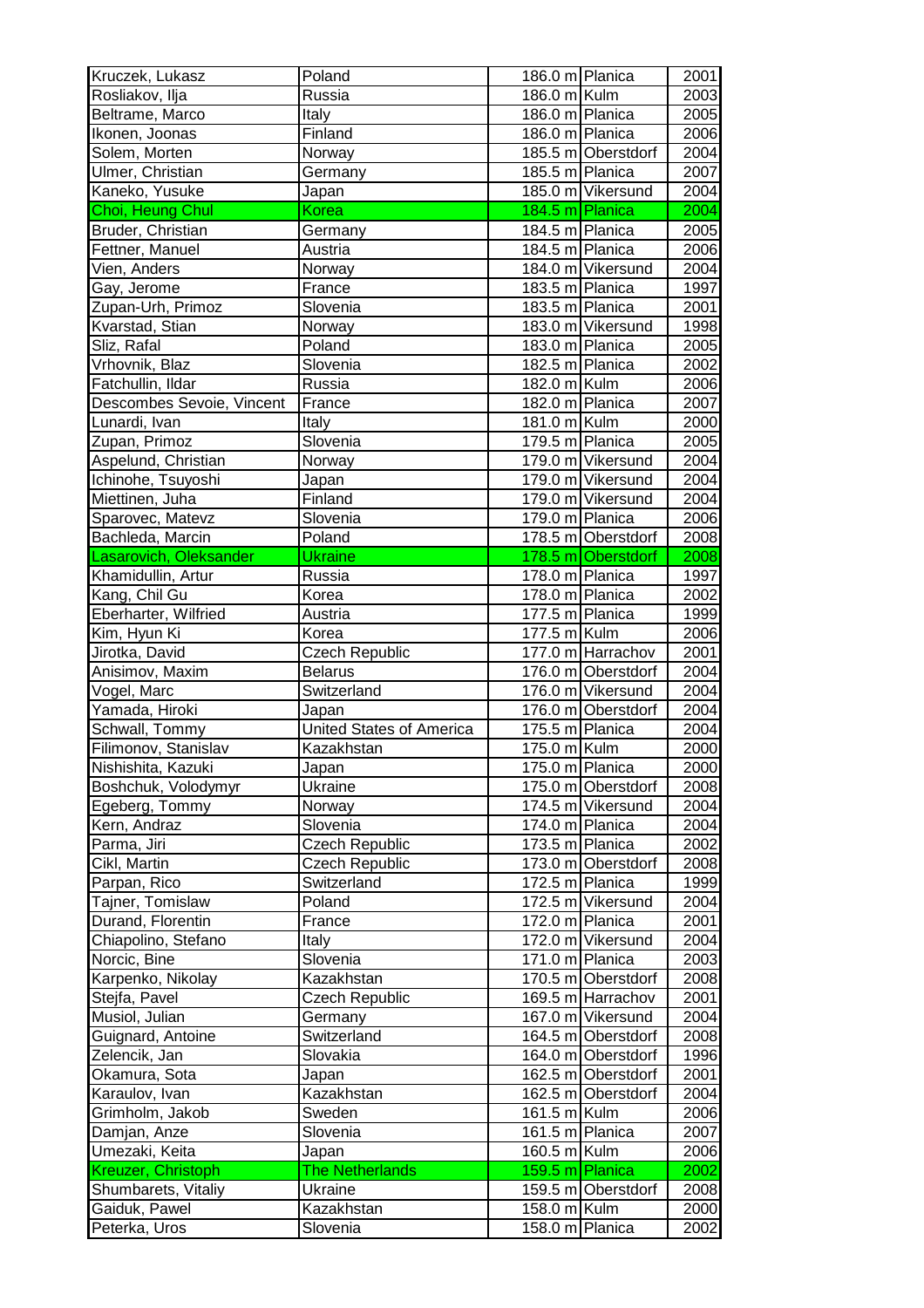| | | | | |
|---|---|---|---|---|
| Kruczek, Lukasz | Poland | 186.0 m | Planica | 2001 |
| Rosliakov, Ilja | Russia | 186.0 m | Kulm | 2003 |
| Beltrame, Marco | Italy | 186.0 m | Planica | 2005 |
| Ikonen, Joonas | Finland | 186.0 m | Planica | 2006 |
| Solem, Morten | Norway | 185.5 m | Oberstdorf | 2004 |
| Ulmer, Christian | Germany | 185.5 m | Planica | 2007 |
| Kaneko, Yusuke | Japan | 185.0 m | Vikersund | 2004 |
| Choi, Heung Chul | Korea | 184.5 m | Planica | 2004 |
| Bruder, Christian | Germany | 184.5 m | Planica | 2005 |
| Fettner, Manuel | Austria | 184.5 m | Planica | 2006 |
| Vien, Anders | Norway | 184.0 m | Vikersund | 2004 |
| Gay, Jerome | France | 183.5 m | Planica | 1997 |
| Zupan-Urh, Primoz | Slovenia | 183.5 m | Planica | 2001 |
| Kvarstad, Stian | Norway | 183.0 m | Vikersund | 1998 |
| Sliz, Rafal | Poland | 183.0 m | Planica | 2005 |
| Vrhovnik, Blaz | Slovenia | 182.5 m | Planica | 2002 |
| Fatchullin, Ildar | Russia | 182.0 m | Kulm | 2006 |
| Descombes Sevoie, Vincent | France | 182.0 m | Planica | 2007 |
| Lunardi, Ivan | Italy | 181.0 m | Kulm | 2000 |
| Zupan, Primoz | Slovenia | 179.5 m | Planica | 2005 |
| Aspelund, Christian | Norway | 179.0 m | Vikersund | 2004 |
| Ichinohe, Tsuyoshi | Japan | 179.0 m | Vikersund | 2004 |
| Miettinen, Juha | Finland | 179.0 m | Vikersund | 2004 |
| Sparovec, Matevz | Slovenia | 179.0 m | Planica | 2006 |
| Bachleda, Marcin | Poland | 178.5 m | Oberstdorf | 2008 |
| Lasarovich, Oleksander | Ukraine | 178.5 m | Oberstdorf | 2008 |
| Khamidullin, Artur | Russia | 178.0 m | Planica | 1997 |
| Kang, Chil Gu | Korea | 178.0 m | Planica | 2002 |
| Eberharter, Wilfried | Austria | 177.5 m | Planica | 1999 |
| Kim, Hyun Ki | Korea | 177.5 m | Kulm | 2006 |
| Jirotka, David | Czech Republic | 177.0 m | Harrachov | 2001 |
| Anisimov, Maxim | Belarus | 176.0 m | Oberstdorf | 2004 |
| Vogel, Marc | Switzerland | 176.0 m | Vikersund | 2004 |
| Yamada, Hiroki | Japan | 176.0 m | Oberstdorf | 2004 |
| Schwall, Tommy | United States of America | 175.5 m | Planica | 2004 |
| Filimonov, Stanislav | Kazakhstan | 175.0 m | Kulm | 2000 |
| Nishishita, Kazuki | Japan | 175.0 m | Planica | 2000 |
| Boshchuk, Volodymyr | Ukraine | 175.0 m | Oberstdorf | 2008 |
| Egeberg, Tommy | Norway | 174.5 m | Vikersund | 2004 |
| Kern, Andraz | Slovenia | 174.0 m | Planica | 2004 |
| Parma, Jiri | Czech Republic | 173.5 m | Planica | 2002 |
| Cikl, Martin | Czech Republic | 173.0 m | Oberstdorf | 2008 |
| Parpan, Rico | Switzerland | 172.5 m | Planica | 1999 |
| Tajner, Tomislaw | Poland | 172.5 m | Vikersund | 2004 |
| Durand, Florentin | France | 172.0 m | Planica | 2001 |
| Chiapolino, Stefano | Italy | 172.0 m | Vikersund | 2004 |
| Norcic, Bine | Slovenia | 171.0 m | Planica | 2003 |
| Karpenko, Nikolay | Kazakhstan | 170.5 m | Oberstdorf | 2008 |
| Stejfa, Pavel | Czech Republic | 169.5 m | Harrachov | 2001 |
| Musiol, Julian | Germany | 167.0 m | Vikersund | 2004 |
| Guignard, Antoine | Switzerland | 164.5 m | Oberstdorf | 2008 |
| Zelencik, Jan | Slovakia | 164.0 m | Oberstdorf | 1996 |
| Okamura, Sota | Japan | 162.5 m | Oberstdorf | 2001 |
| Karaulov, Ivan | Kazakhstan | 162.5 m | Oberstdorf | 2004 |
| Grimholm, Jakob | Sweden | 161.5 m | Kulm | 2006 |
| Damjan, Anze | Slovenia | 161.5 m | Planica | 2007 |
| Umezaki, Keita | Japan | 160.5 m | Kulm | 2006 |
| Kreuzer, Christoph | The Netherlands | 159.5 m | Planica | 2002 |
| Shumbarets, Vitaliy | Ukraine | 159.5 m | Oberstdorf | 2008 |
| Gaiduk, Pawel | Kazakhstan | 158.0 m | Kulm | 2000 |
| Peterka, Uros | Slovenia | 158.0 m | Planica | 2002 |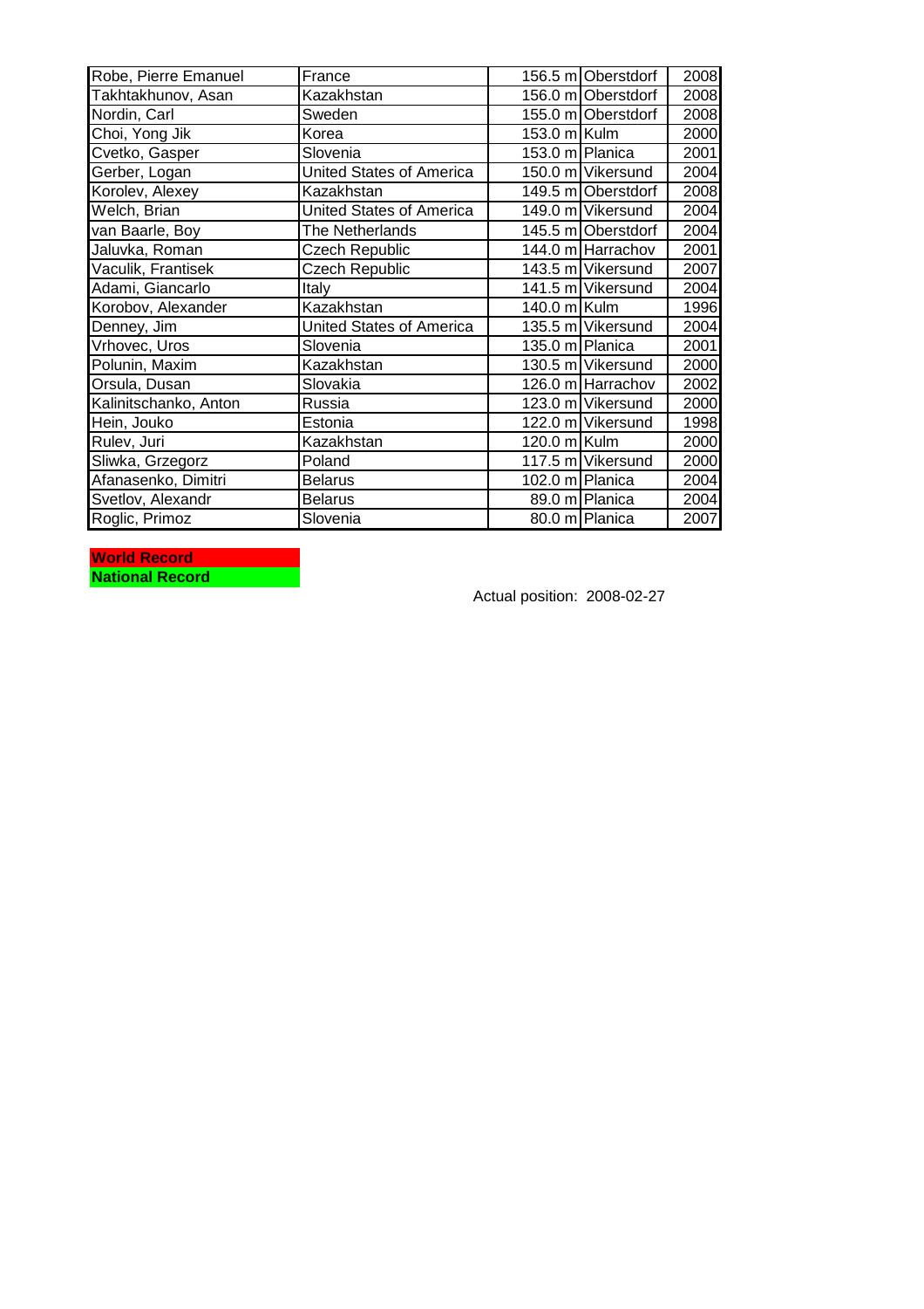| | | | | |
|---|---|---|---|---|
| Robe, Pierre Emanuel | France | 156.5 m | Oberstdorf | 2008 |
| Takhtakhunov, Asan | Kazakhstan | 156.0 m | Oberstdorf | 2008 |
| Nordin, Carl | Sweden | 155.0 m | Oberstdorf | 2008 |
| Choi, Yong Jik | Korea | 153.0 m | Kulm | 2000 |
| Cvetko, Gasper | Slovenia | 153.0 m | Planica | 2001 |
| Gerber, Logan | United States of America | 150.0 m | Vikersund | 2004 |
| Korolev, Alexey | Kazakhstan | 149.5 m | Oberstdorf | 2008 |
| Welch, Brian | United States of America | 149.0 m | Vikersund | 2004 |
| van Baarle, Boy | The Netherlands | 145.5 m | Oberstdorf | 2004 |
| Jaluvka, Roman | Czech Republic | 144.0 m | Harrachov | 2001 |
| Vaculik, Frantisek | Czech Republic | 143.5 m | Vikersund | 2007 |
| Adami, Giancarlo | Italy | 141.5 m | Vikersund | 2004 |
| Korobov, Alexander | Kazakhstan | 140.0 m | Kulm | 1996 |
| Denney, Jim | United States of America | 135.5 m | Vikersund | 2004 |
| Vrhovec, Uros | Slovenia | 135.0 m | Planica | 2001 |
| Polunin, Maxim | Kazakhstan | 130.5 m | Vikersund | 2000 |
| Orsula, Dusan | Slovakia | 126.0 m | Harrachov | 2002 |
| Kalinitschanko, Anton | Russia | 123.0 m | Vikersund | 2000 |
| Hein, Jouko | Estonia | 122.0 m | Vikersund | 1998 |
| Rulev, Juri | Kazakhstan | 120.0 m | Kulm | 2000 |
| Sliwka, Grzegorz | Poland | 117.5 m | Vikersund | 2000 |
| Afanasenko, Dimitri | Belarus | 102.0 m | Planica | 2004 |
| Svetlov, Alexandr | Belarus | 89.0 m | Planica | 2004 |
| Roglic, Primoz | Slovenia | 80.0 m | Planica | 2007 |

**World Record**

**National Record**

Actual position: 2008-02-27